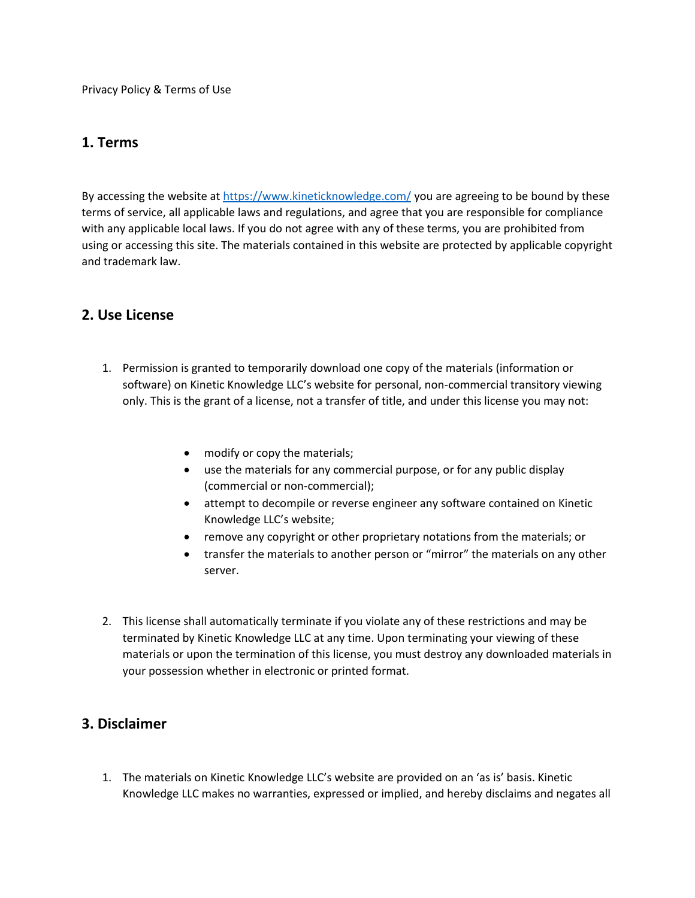Privacy Policy & Terms of Use

## 1. Terms

By accessing the website at [https://www.kineticknowledge.com/](https://www.kineticknowledge.com/) you are agreeing to be bound by these terms of service, all applicable laws and regulations, and agree that you are responsible for compliance with any applicable local laws. If you do not agree with any of these terms, you are prohibited from using or accessing this site. The materials contained in this website are protected by applicable copyright and trademark law.

## 2. Use License

1. Permission is granted to temporarily download one copy of the materials (information or software) on Kinetic Knowledge LLC's website for personal, non-commercial transitory viewing only. This is the grant of a license, not a transfer of title, and under this license you may not:

    - modify or copy the materials;
    - use the materials for any commercial purpose, or for any public display (commercial or non-commercial);
    - attempt to decompile or reverse engineer any software contained on Kinetic Knowledge LLC's website;
    - remove any copyright or other proprietary notations from the materials; or
    - transfer the materials to another person or "mirror" the materials on any other server.

2. This license shall automatically terminate if you violate any of these restrictions and may be terminated by Kinetic Knowledge LLC at any time. Upon terminating your viewing of these materials or upon the termination of this license, you must destroy any downloaded materials in your possession whether in electronic or printed format.

## 3. Disclaimer

1. The materials on Kinetic Knowledge LLC's website are provided on an 'as is' basis. Kinetic Knowledge LLC makes no warranties, expressed or implied, and hereby disclaims and negates all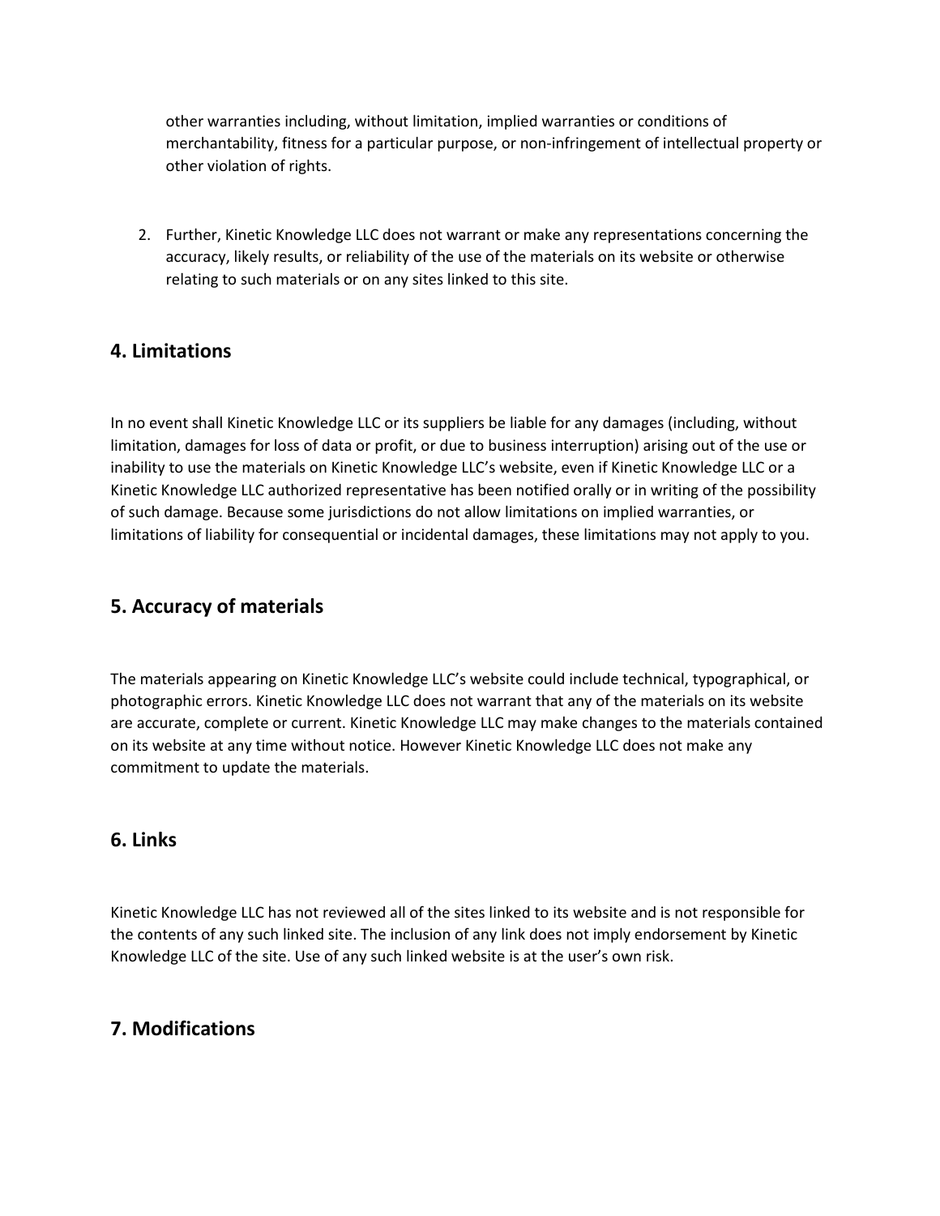other warranties including, without limitation, implied warranties or conditions of merchantability, fitness for a particular purpose, or non-infringement of intellectual property or other violation of rights.

2. Further, Kinetic Knowledge LLC does not warrant or make any representations concerning the accuracy, likely results, or reliability of the use of the materials on its website or otherwise relating to such materials or on any sites linked to this site.

## 4. Limitations

In no event shall Kinetic Knowledge LLC or its suppliers be liable for any damages (including, without limitation, damages for loss of data or profit, or due to business interruption) arising out of the use or inability to use the materials on Kinetic Knowledge LLC's website, even if Kinetic Knowledge LLC or a Kinetic Knowledge LLC authorized representative has been notified orally or in writing of the possibility of such damage. Because some jurisdictions do not allow limitations on implied warranties, or limitations of liability for consequential or incidental damages, these limitations may not apply to you.

## 5. Accuracy of materials

The materials appearing on Kinetic Knowledge LLC's website could include technical, typographical, or photographic errors. Kinetic Knowledge LLC does not warrant that any of the materials on its website are accurate, complete or current. Kinetic Knowledge LLC may make changes to the materials contained on its website at any time without notice. However Kinetic Knowledge LLC does not make any commitment to update the materials.

## 6. Links

Kinetic Knowledge LLC has not reviewed all of the sites linked to its website and is not responsible for the contents of any such linked site. The inclusion of any link does not imply endorsement by Kinetic Knowledge LLC of the site. Use of any such linked website is at the user's own risk.

## 7. Modifications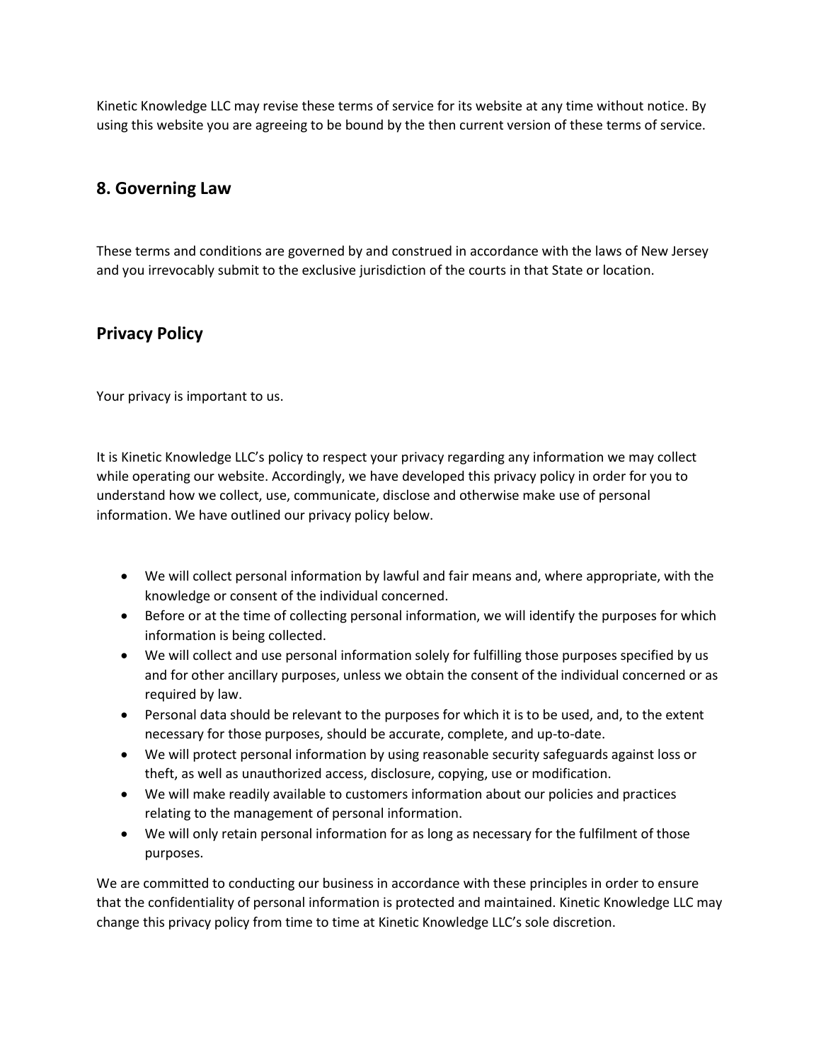Kinetic Knowledge LLC may revise these terms of service for its website at any time without notice. By using this website you are agreeing to be bound by the then current version of these terms of service.

## 8. Governing Law

These terms and conditions are governed by and construed in accordance with the laws of New Jersey and you irrevocably submit to the exclusive jurisdiction of the courts in that State or location.

## Privacy Policy

Your privacy is important to us.

It is Kinetic Knowledge LLC's policy to respect your privacy regarding any information we may collect while operating our website. Accordingly, we have developed this privacy policy in order for you to understand how we collect, use, communicate, disclose and otherwise make use of personal information. We have outlined our privacy policy below.

- We will collect personal information by lawful and fair means and, where appropriate, with the knowledge or consent of the individual concerned.
- Before or at the time of collecting personal information, we will identify the purposes for which information is being collected.
- We will collect and use personal information solely for fulfilling those purposes specified by us and for other ancillary purposes, unless we obtain the consent of the individual concerned or as required by law.
- Personal data should be relevant to the purposes for which it is to be used, and, to the extent necessary for those purposes, should be accurate, complete, and up-to-date.
- We will protect personal information by using reasonable security safeguards against loss or theft, as well as unauthorized access, disclosure, copying, use or modification.
- We will make readily available to customers information about our policies and practices relating to the management of personal information.
- We will only retain personal information for as long as necessary for the fulfilment of those purposes.

We are committed to conducting our business in accordance with these principles in order to ensure that the confidentiality of personal information is protected and maintained. Kinetic Knowledge LLC may change this privacy policy from time to time at Kinetic Knowledge LLC's sole discretion.